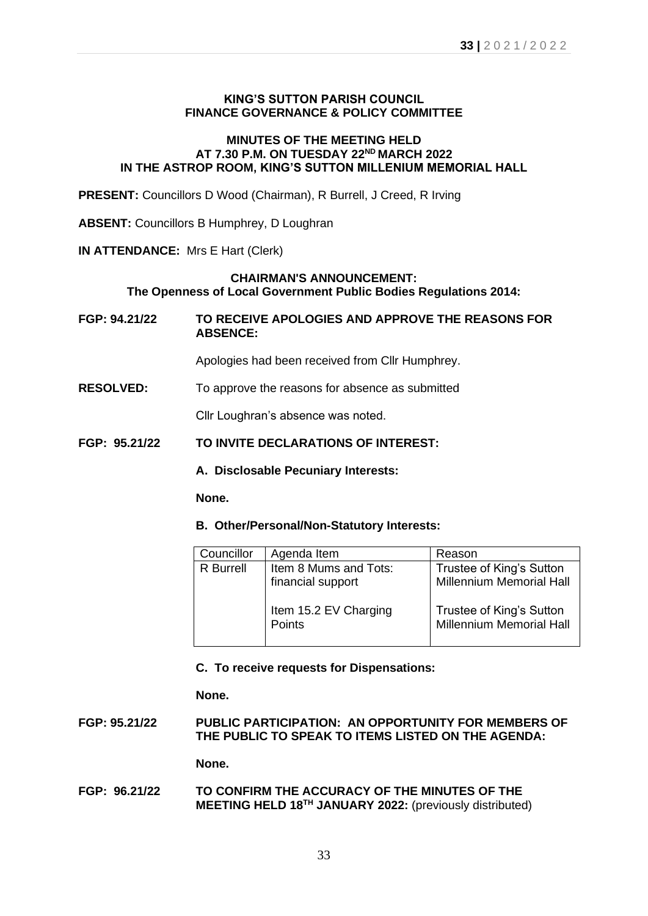**KING'S SUTTON PARISH COUNCIL**
**FINANCE GOVERNANCE & POLICY COMMITTEE**

**MINUTES OF THE MEETING HELD**
**AT 7.30 P.M. ON TUESDAY 22[ND] MARCH 2022**
**IN THE ASTROP ROOM, KING'S SUTTON MILLENIUM MEMORIAL HALL**

**PRESENT:** Councillors D Wood (Chairman), R Burrell, J Creed, R Irving

**ABSENT:** Councillors B Humphrey, D Loughran

**IN ATTENDANCE:** Mrs E Hart (Clerk)

**CHAIRMAN'S ANNOUNCEMENT:**
**The Openness of Local Government Public Bodies Regulations 2014:**

**FGP: 94.21/22 TO RECEIVE APOLOGIES AND APPROVE THE REASONS FOR ABSENCE:**

Apologies had been received from Cllr Humphrey.

**RESOLVED:** To approve the reasons for absence as submitted

Cllr Loughran's absence was noted.

**FGP: 95.21/22 TO INVITE DECLARATIONS OF INTEREST:**

**A. Disclosable Pecuniary Interests:**

**None.**

**B. Other/Personal/Non-Statutory Interests:**

| Councillor | Agenda Item | Reason |
|---|---|---|
| R Burrell | Item 8 Mums and Tots: financial support | Trustee of King's Sutton Millennium Memorial Hall |
| | Item 15.2 EV Charging Points | Trustee of King's Sutton Millennium Memorial Hall |

**C. To receive requests for Dispensations:**

**None.**

**FGP: 95.21/22 PUBLIC PARTICIPATION: AN OPPORTUNITY FOR MEMBERS OF THE PUBLIC TO SPEAK TO ITEMS LISTED ON THE AGENDA:**

**None.**

**FGP: 96.21/22 TO CONFIRM THE ACCURACY OF THE MINUTES OF THE MEETING HELD 18[TH] JANUARY 2022:** (previously distributed)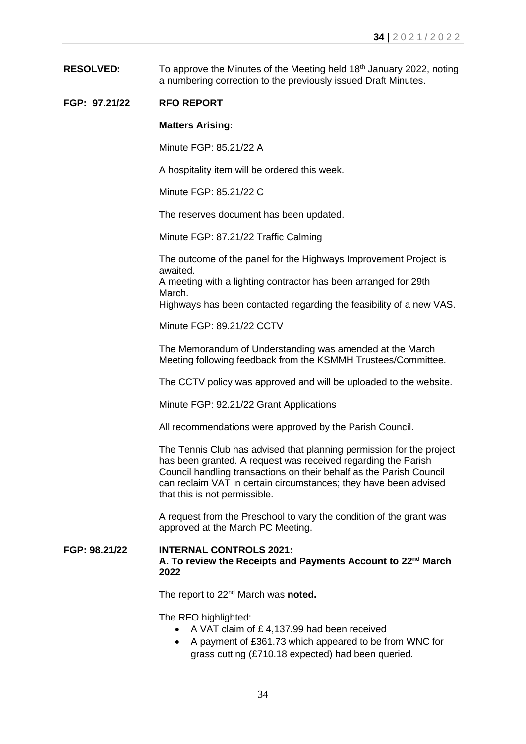**RESOLVED:** To approve the Minutes of the Meeting held 18th January 2022, noting a numbering correction to the previously issued Draft Minutes.

**FGP: 97.21/22 RFO REPORT**

**Matters Arising:**

Minute FGP: 85.21/22 A

A hospitality item will be ordered this week.

Minute FGP: 85.21/22 C

The reserves document has been updated.

Minute FGP: 87.21/22 Traffic Calming

The outcome of the panel for the Highways Improvement Project is awaited.
A meeting with a lighting contractor has been arranged for 29th March.
Highways has been contacted regarding the feasibility of a new VAS.

Minute FGP: 89.21/22 CCTV

The Memorandum of Understanding was amended at the March Meeting following feedback from the KSMMH Trustees/Committee.

The CCTV policy was approved and will be uploaded to the website.

Minute FGP: 92.21/22 Grant Applications

All recommendations were approved by the Parish Council.

The Tennis Club has advised that planning permission for the project has been granted. A request was received regarding the Parish Council handling transactions on their behalf as the Parish Council can reclaim VAT in certain circumstances; they have been advised that this is not permissible.

A request from the Preschool to vary the condition of the grant was approved at the March PC Meeting.

**FGP: 98.21/22 INTERNAL CONTROLS 2021:**
**A. To review the Receipts and Payments Account to 22nd March 2022**

The report to 22nd March was **noted.**

The RFO highlighted:

- A VAT claim of £ 4,137.99 had been received
- A payment of £361.73 which appeared to be from WNC for grass cutting (£710.18 expected) had been queried.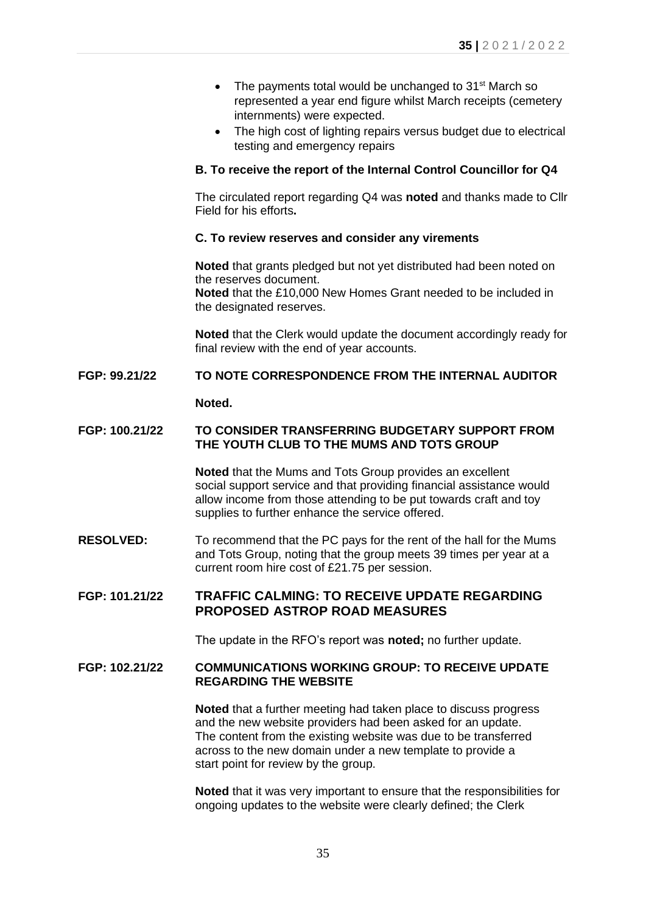- The payments total would be unchanged to 31st March so represented a year end figure whilst March receipts (cemetery internments) were expected.
- The high cost of lighting repairs versus budget due to electrical testing and emergency repairs

**B. To receive the report of the Internal Control Councillor for Q4**

The circulated report regarding Q4 was **noted** and thanks made to Cllr Field for his efforts**.**

**C. To review reserves and consider any virements**

**Noted** that grants pledged but not yet distributed had been noted on the reserves document.
**Noted** that the £10,000 New Homes Grant needed to be included in the designated reserves.

**Noted** that the Clerk would update the document accordingly ready for final review with the end of year accounts.

**FGP: 99.21/22 TO NOTE CORRESPONDENCE FROM THE INTERNAL AUDITOR**

**Noted.**

**FGP: 100.21/22 TO CONSIDER TRANSFERRING BUDGETARY SUPPORT FROM THE YOUTH CLUB TO THE MUMS AND TOTS GROUP**

**Noted** that the Mums and Tots Group provides an excellent social support service and that providing financial assistance would allow income from those attending to be put towards craft and toy supplies to further enhance the service offered.

**RESOLVED:** To recommend that the PC pays for the rent of the hall for the Mums and Tots Group, noting that the group meets 39 times per year at a current room hire cost of £21.75 per session.

**FGP: 101.21/22 TRAFFIC CALMING: TO RECEIVE UPDATE REGARDING PROPOSED ASTROP ROAD MEASURES**

The update in the RFO's report was **noted;** no further update.

**FGP: 102.21/22 COMMUNICATIONS WORKING GROUP: TO RECEIVE UPDATE REGARDING THE WEBSITE**

**Noted** that a further meeting had taken place to discuss progress and the new website providers had been asked for an update. The content from the existing website was due to be transferred across to the new domain under a new template to provide a start point for review by the group.

**Noted** that it was very important to ensure that the responsibilities for ongoing updates to the website were clearly defined; the Clerk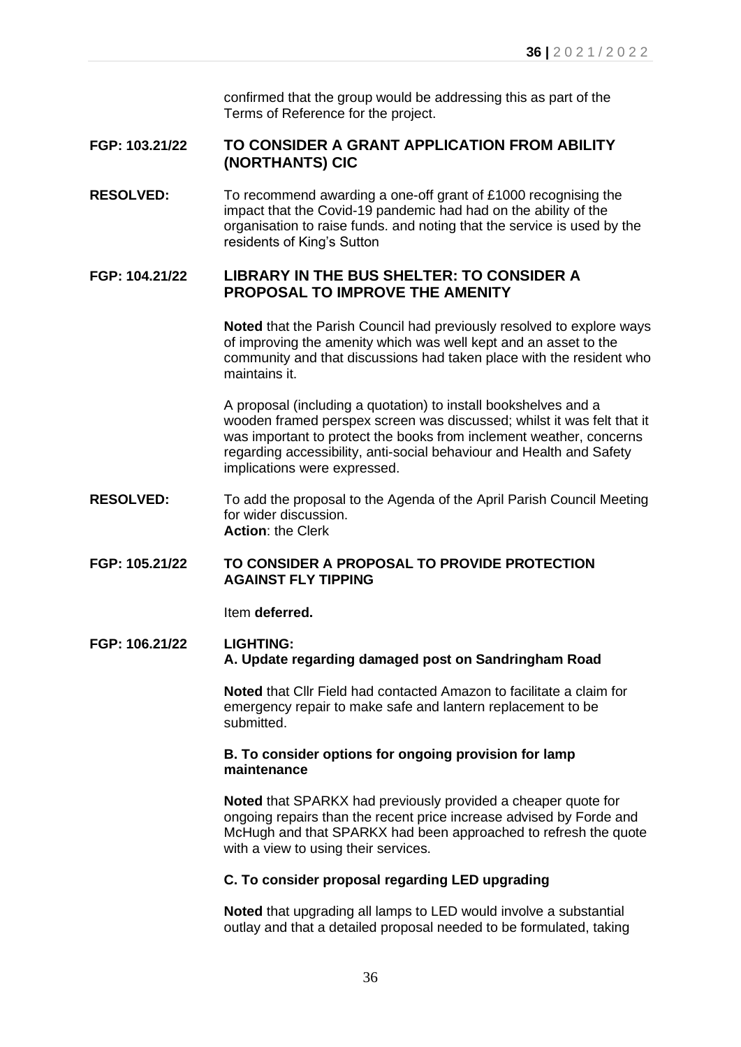confirmed that the group would be addressing this as part of the Terms of Reference for the project.

**FGP: 103.21/22** **TO CONSIDER A GRANT APPLICATION FROM ABILITY (NORTHANTS) CIC**

**RESOLVED:** To recommend awarding a one-off grant of £1000 recognising the impact that the Covid-19 pandemic had had on the ability of the organisation to raise funds. and noting that the service is used by the residents of King's Sutton

**FGP: 104.21/22** **LIBRARY IN THE BUS SHELTER: TO CONSIDER A PROPOSAL TO IMPROVE THE AMENITY**

**Noted** that the Parish Council had previously resolved to explore ways of improving the amenity which was well kept and an asset to the community and that discussions had taken place with the resident who maintains it.

A proposal (including a quotation) to install bookshelves and a wooden framed perspex screen was discussed; whilst it was felt that it was important to protect the books from inclement weather, concerns regarding accessibility, anti-social behaviour and Health and Safety implications were expressed.

**RESOLVED:** To add the proposal to the Agenda of the April Parish Council Meeting for wider discussion.
**Action**: the Clerk

**FGP: 105.21/22** **TO CONSIDER A PROPOSAL TO PROVIDE PROTECTION AGAINST FLY TIPPING**

Item **deferred.**

**FGP: 106.21/22** **LIGHTING:**
**A. Update regarding damaged post on Sandringham Road**

**Noted** that Cllr Field had contacted Amazon to facilitate a claim for emergency repair to make safe and lantern replacement to be submitted.

**B. To consider options for ongoing provision for lamp maintenance**

**Noted** that SPARKX had previously provided a cheaper quote for ongoing repairs than the recent price increase advised by Forde and McHugh and that SPARKX had been approached to refresh the quote with a view to using their services.

**C. To consider proposal regarding LED upgrading**

**Noted** that upgrading all lamps to LED would involve a substantial outlay and that a detailed proposal needed to be formulated, taking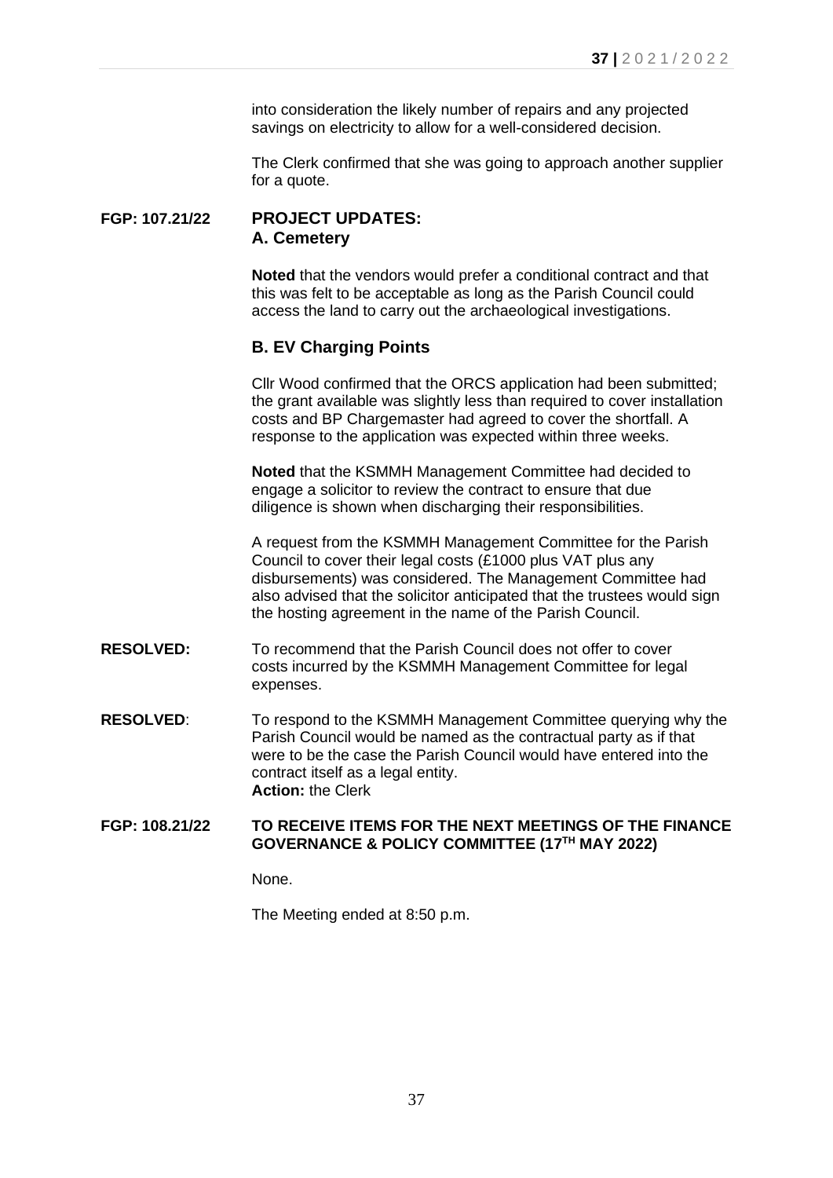into consideration the likely number of repairs and any projected savings on electricity to allow for a well-considered decision.

The Clerk confirmed that she was going to approach another supplier for a quote.

**FGP: 107.21/22** **PROJECT UPDATES:**

**A. Cemetery**

**Noted** that the vendors would prefer a conditional contract and that this was felt to be acceptable as long as the Parish Council could access the land to carry out the archaeological investigations.

**B. EV Charging Points**

Cllr Wood confirmed that the ORCS application had been submitted; the grant available was slightly less than required to cover installation costs and BP Chargemaster had agreed to cover the shortfall. A response to the application was expected within three weeks.

**Noted** that the KSMMH Management Committee had decided to engage a solicitor to review the contract to ensure that due diligence is shown when discharging their responsibilities.

A request from the KSMMH Management Committee for the Parish Council to cover their legal costs (£1000 plus VAT plus any disbursements) was considered. The Management Committee had also advised that the solicitor anticipated that the trustees would sign the hosting agreement in the name of the Parish Council.

**RESOLVED:** To recommend that the Parish Council does not offer to cover costs incurred by the KSMMH Management Committee for legal expenses.

**RESOLVED**: To respond to the KSMMH Management Committee querying why the Parish Council would be named as the contractual party as if that were to be the case the Parish Council would have entered into the contract itself as a legal entity.
**Action:** the Clerk

**FGP: 108.21/22** **TO RECEIVE ITEMS FOR THE NEXT MEETINGS OF THE FINANCE GOVERNANCE & POLICY COMMITTEE (17TH MAY 2022)**

None.

The Meeting ended at 8:50 p.m.